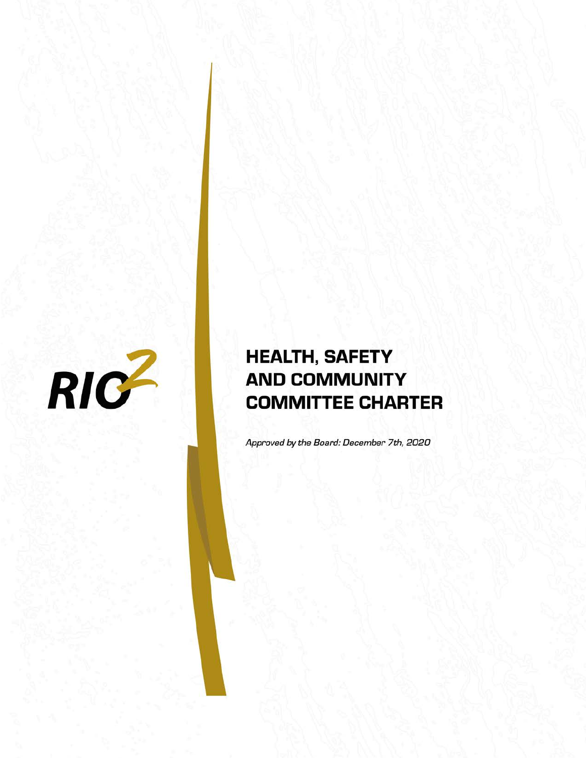RIO2

# HEALTH, SAFETY AND COMMUNITY COMMITTEE CHARTER

*Approved by the Board: December 7th, 2020*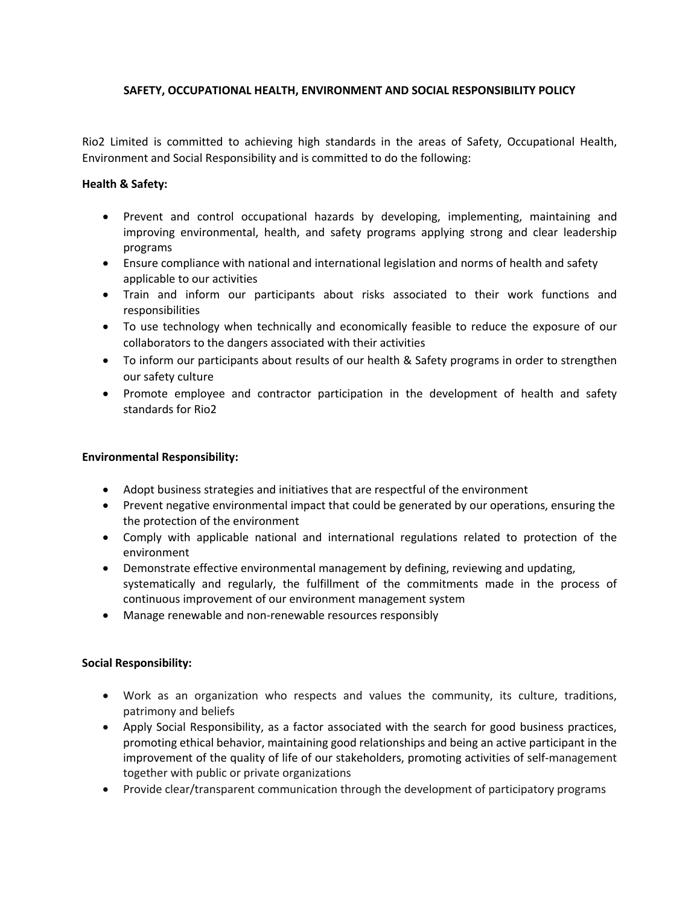**SAFETY, OCCUPATIONAL HEALTH, ENVIRONMENT AND SOCIAL RESPONSIBILITY POLICY**

Rio2 Limited is committed to achieving high standards in the areas of Safety, Occupational Health, Environment and Social Responsibility and is committed to do the following:

**Health & Safety:**

- Prevent and control occupational hazards by developing, implementing, maintaining and improving environmental, health, and safety programs applying strong and clear leadership programs
- Ensure compliance with national and international legislation and norms of health and safety applicable to our activities
- Train and inform our participants about risks associated to their work functions and responsibilities
- To use technology when technically and economically feasible to reduce the exposure of our collaborators to the dangers associated with their activities
- To inform our participants about results of our health & Safety programs in order to strengthen our safety culture
- Promote employee and contractor participation in the development of health and safety standards for Rio2

**Environmental Responsibility:**

- Adopt business strategies and initiatives that are respectful of the environment
- Prevent negative environmental impact that could be generated by our operations, ensuring the the protection of the environment
- Comply with applicable national and international regulations related to protection of the environment
- Demonstrate effective environmental management by defining, reviewing and updating, systematically and regularly, the fulfillment of the commitments made in the process of continuous improvement of our environment management system
- Manage renewable and non-renewable resources responsibly

**Social Responsibility:**

- Work as an organization who respects and values the community, its culture, traditions, patrimony and beliefs
- Apply Social Responsibility, as a factor associated with the search for good business practices, promoting ethical behavior, maintaining good relationships and being an active participant in the improvement of the quality of life of our stakeholders, promoting activities of self-management together with public or private organizations
- Provide clear/transparent communication through the development of participatory programs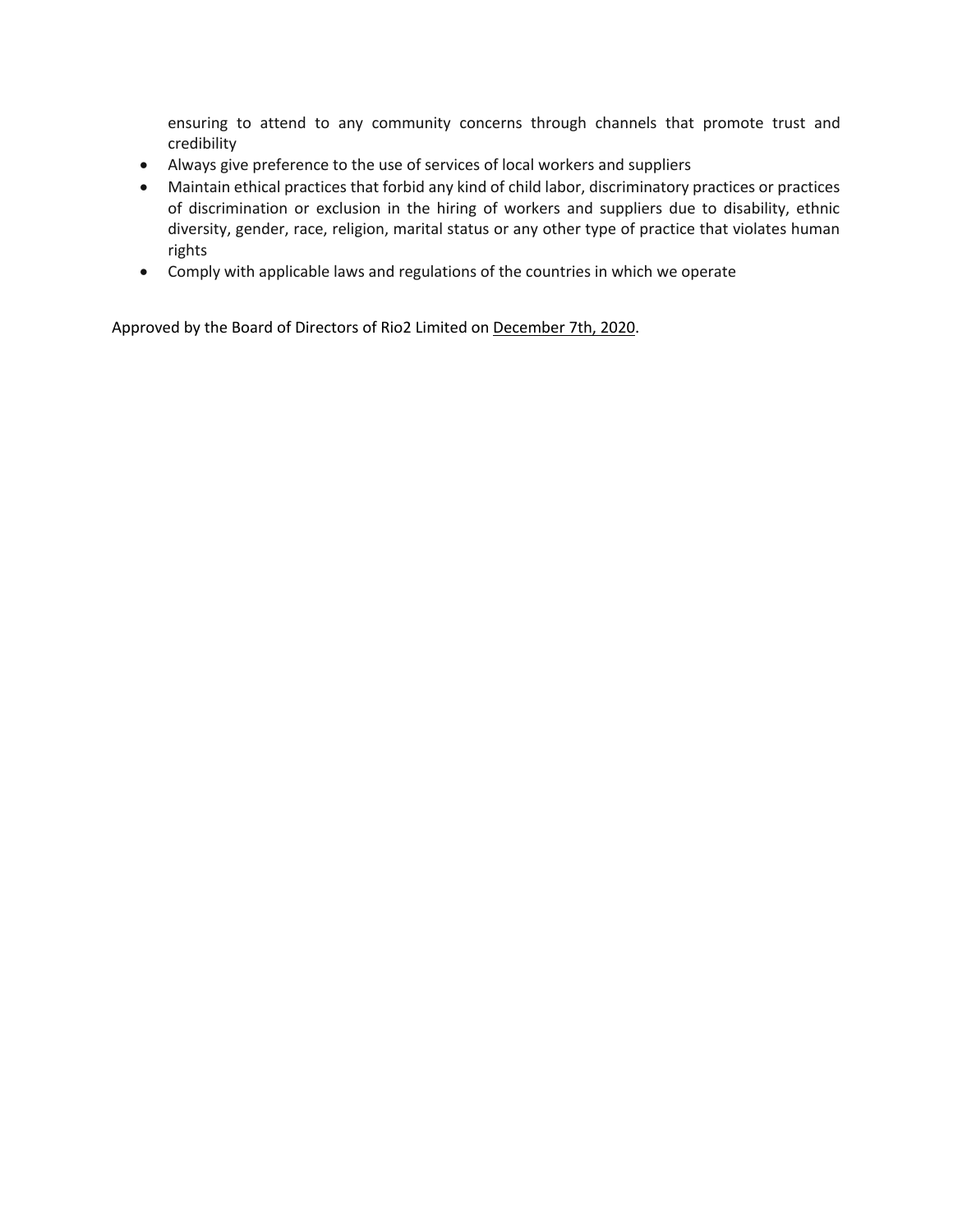ensuring to attend to any community concerns through channels that promote trust and credibility

- Always give preference to the use of services of local workers and suppliers
- Maintain ethical practices that forbid any kind of child labor, discriminatory practices or practices of discrimination or exclusion in the hiring of workers and suppliers due to disability, ethnic diversity, gender, race, religion, marital status or any other type of practice that violates human rights
- Comply with applicable laws and regulations of the countries in which we operate

Approved by the Board of Directors of Rio2 Limited on December 7th, 2020.